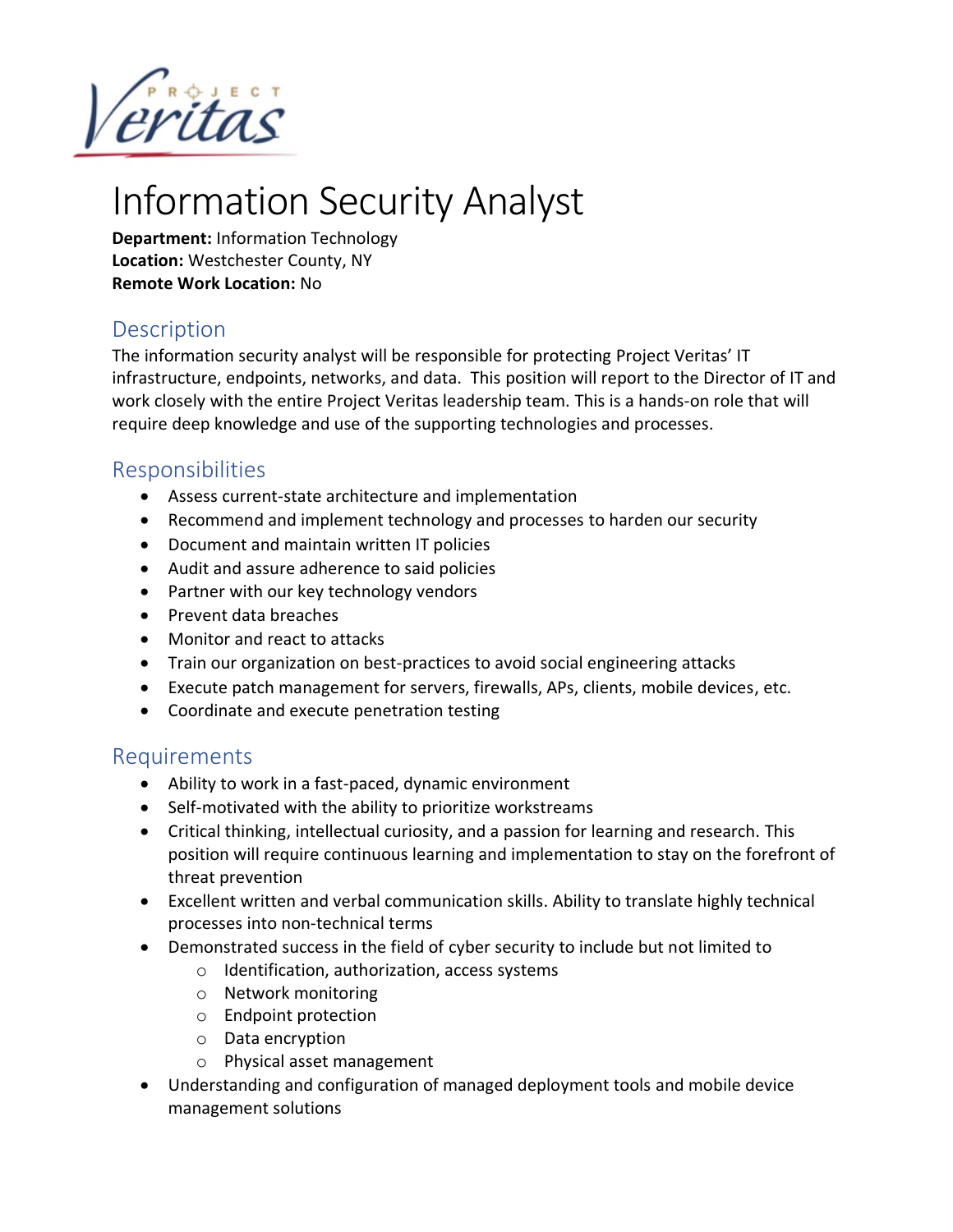# Information Security Analyst

**Department:** Information Technology
**Location:** Westchester County, NY
**Remote Work Location:** No

## Description

The information security analyst will be responsible for protecting Project Veritas' IT infrastructure, endpoints, networks, and data. This position will report to the Director of IT and work closely with the entire Project Veritas leadership team. This is a hands-on role that will require deep knowledge and use of the supporting technologies and processes.

## Responsibilities

- Assess current-state architecture and implementation
- Recommend and implement technology and processes to harden our security
- Document and maintain written IT policies
- Audit and assure adherence to said policies
- Partner with our key technology vendors
- Prevent data breaches
- Monitor and react to attacks
- Train our organization on best-practices to avoid social engineering attacks
- Execute patch management for servers, firewalls, APs, clients, mobile devices, etc.
- Coordinate and execute penetration testing

## Requirements

- Ability to work in a fast-paced, dynamic environment
- Self-motivated with the ability to prioritize workstreams
- Critical thinking, intellectual curiosity, and a passion for learning and research. This position will require continuous learning and implementation to stay on the forefront of threat prevention
- Excellent written and verbal communication skills. Ability to translate highly technical processes into non-technical terms
- Demonstrated success in the field of cyber security to include but not limited to
  - Identification, authorization, access systems
  - Network monitoring
  - Endpoint protection
  - Data encryption
  - Physical asset management
- Understanding and configuration of managed deployment tools and mobile device management solutions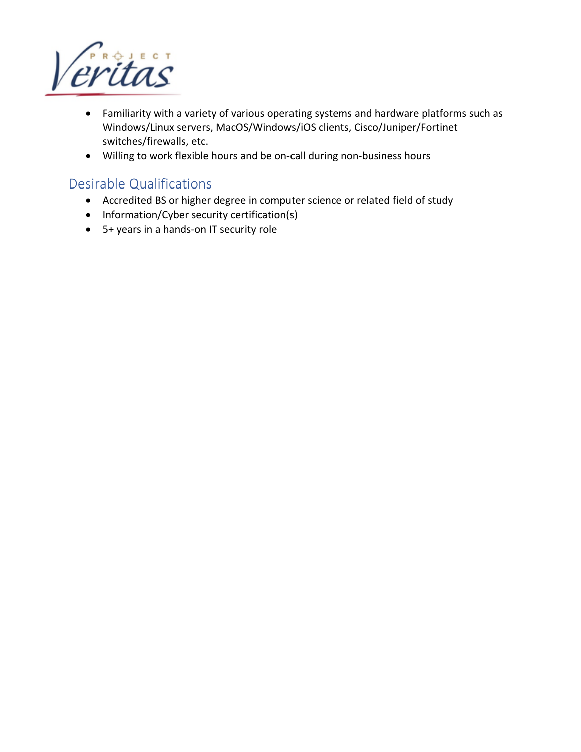- Familiarity with a variety of various operating systems and hardware platforms such as Windows/Linux servers, MacOS/Windows/iOS clients, Cisco/Juniper/Fortinet switches/firewalls, etc.
- Willing to work flexible hours and be on-call during non-business hours

## Desirable Qualifications

- Accredited BS or higher degree in computer science or related field of study
- Information/Cyber security certification(s)
- 5+ years in a hands-on IT security role